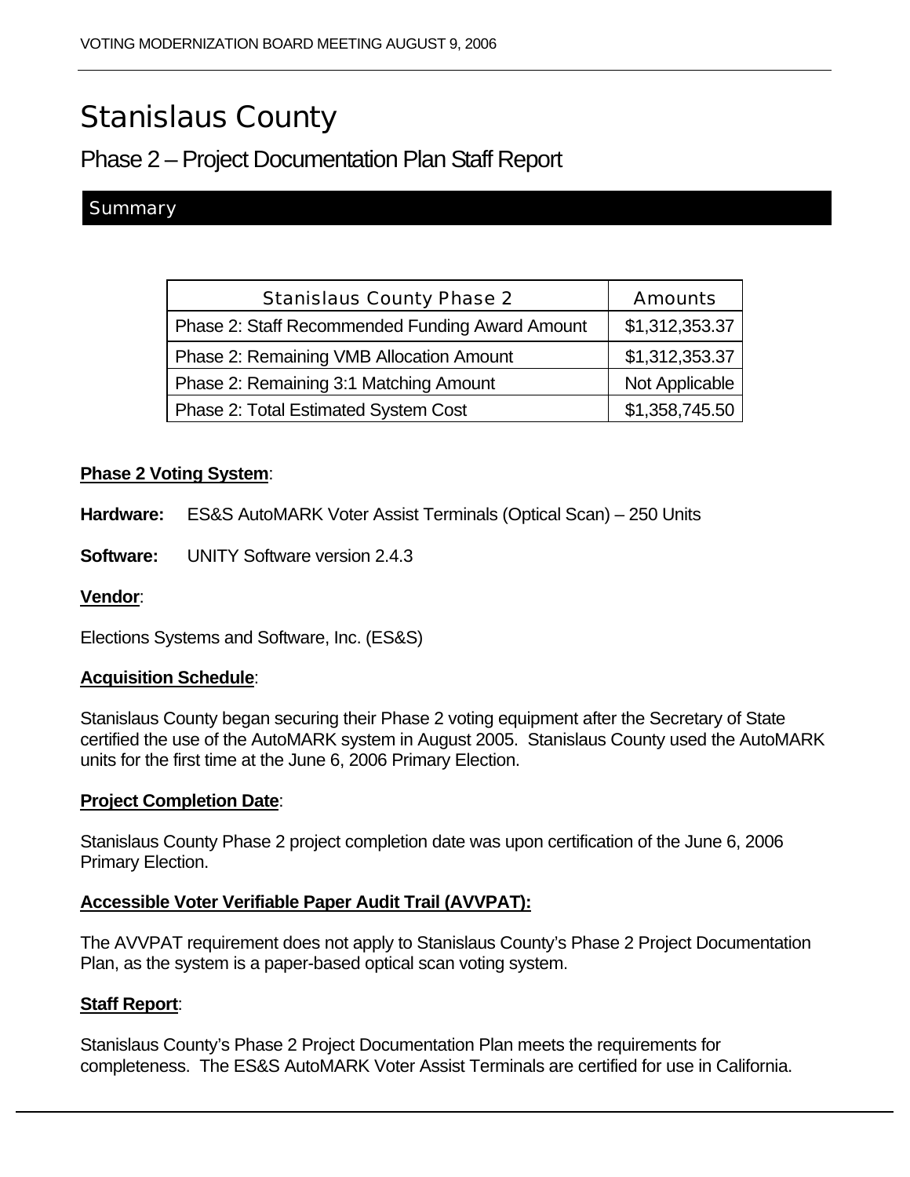# Stanislaus County

## Phase 2 – Project Documentation Plan Staff Report

### Summary

| Stanislaus County Phase 2 | Amounts |
|---|---|
| Phase 2: Staff Recommended Funding Award Amount | $1,312,353.37 |
| Phase 2: Remaining VMB Allocation Amount | $1,312,353.37 |
| Phase 2: Remaining 3:1 Matching Amount | Not Applicable |
| Phase 2: Total Estimated System Cost | $1,358,745.50 |

**Phase 2 Voting System**:

**Hardware:** ES&S AutoMARK Voter Assist Terminals (Optical Scan) – 250 Units

**Software:** UNITY Software version 2.4.3

**Vendor**:

Elections Systems and Software, Inc. (ES&S)

**Acquisition Schedule**:

Stanislaus County began securing their Phase 2 voting equipment after the Secretary of State certified the use of the AutoMARK system in August 2005. Stanislaus County used the AutoMARK units for the first time at the June 6, 2006 Primary Election.

**Project Completion Date**:

Stanislaus County Phase 2 project completion date was upon certification of the June 6, 2006 Primary Election.

**Accessible Voter Verifiable Paper Audit Trail (AVVPAT):**

The AVVPAT requirement does not apply to Stanislaus County's Phase 2 Project Documentation Plan, as the system is a paper-based optical scan voting system.

**Staff Report**:

Stanislaus County's Phase 2 Project Documentation Plan meets the requirements for completeness. The ES&S AutoMARK Voter Assist Terminals are certified for use in California.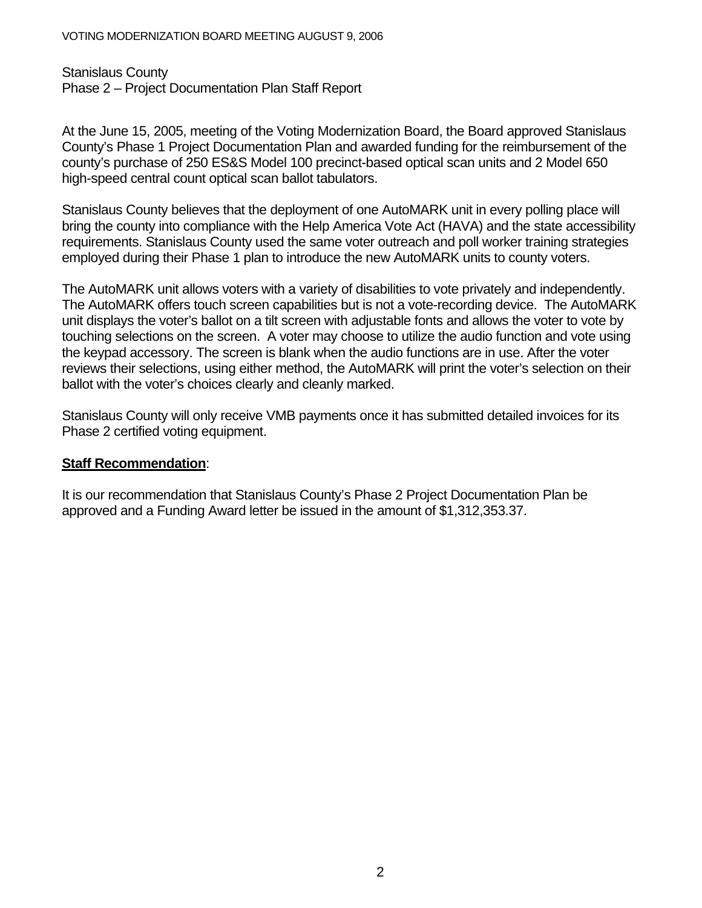Stanislaus County
Phase 2 – Project Documentation Plan Staff Report

At the June 15, 2005, meeting of the Voting Modernization Board, the Board approved Stanislaus County's Phase 1 Project Documentation Plan and awarded funding for the reimbursement of the county's purchase of 250 ES&S Model 100 precinct-based optical scan units and 2 Model 650 high-speed central count optical scan ballot tabulators.

Stanislaus County believes that the deployment of one AutoMARK unit in every polling place will bring the county into compliance with the Help America Vote Act (HAVA) and the state accessibility requirements. Stanislaus County used the same voter outreach and poll worker training strategies employed during their Phase 1 plan to introduce the new AutoMARK units to county voters.

The AutoMARK unit allows voters with a variety of disabilities to vote privately and independently. The AutoMARK offers touch screen capabilities but is not a vote-recording device. The AutoMARK unit displays the voter's ballot on a tilt screen with adjustable fonts and allows the voter to vote by touching selections on the screen. A voter may choose to utilize the audio function and vote using the keypad accessory. The screen is blank when the audio functions are in use. After the voter reviews their selections, using either method, the AutoMARK will print the voter's selection on their ballot with the voter's choices clearly and cleanly marked.

Stanislaus County will only receive VMB payments once it has submitted detailed invoices for its Phase 2 certified voting equipment.

**Staff Recommendation**:

It is our recommendation that Stanislaus County's Phase 2 Project Documentation Plan be approved and a Funding Award letter be issued in the amount of $1,312,353.37.